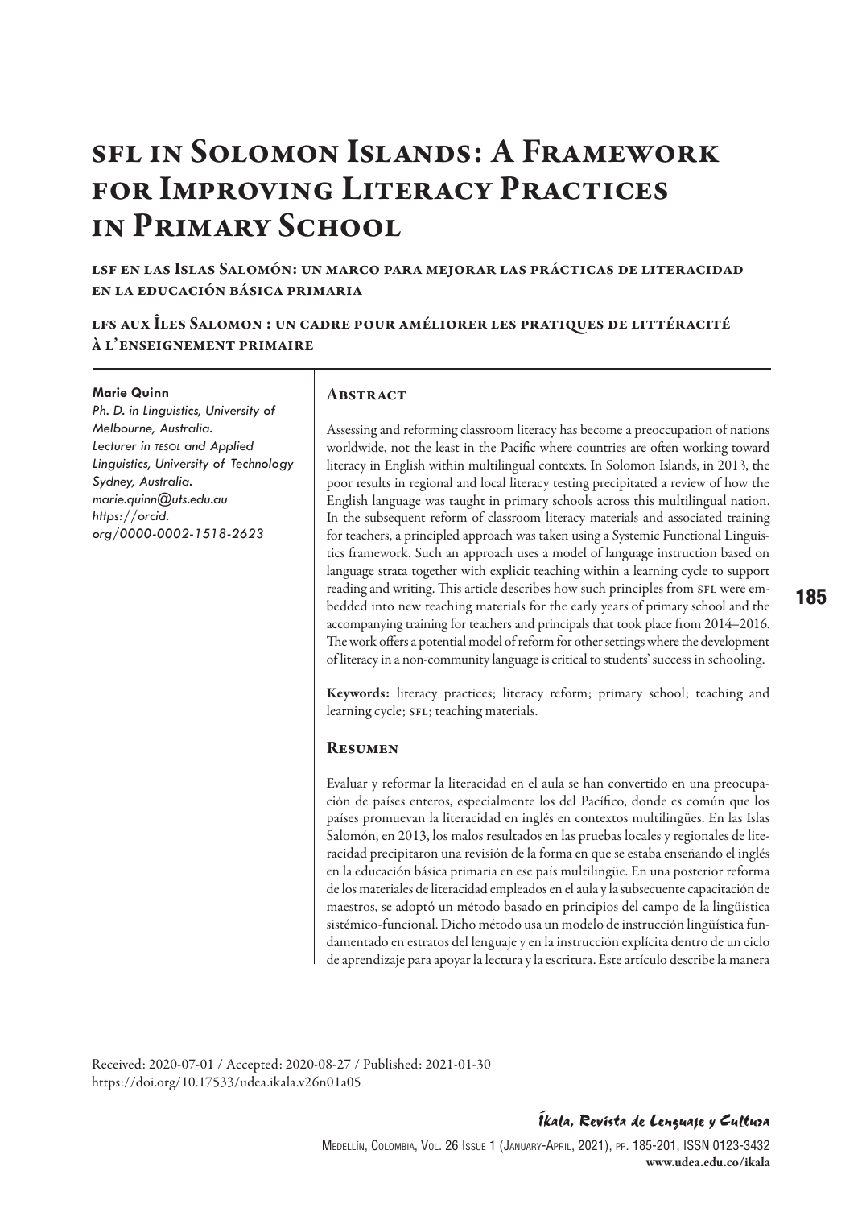# SFL in Solomon Islands: A Framework for Improving Literacy Practices in Primary School

## LSF en las Islas Salomón: un marco para mejorar las prácticas de literacidad en la educación básica primaria

## LFS aux Îles Salomon : un cadre pour améliorer les pratiques de littéracité à l'enseignement primaire

**Marie Quinn**
*Ph. D. in Linguistics, University of Melbourne, Australia.*
*Lecturer in TESOL and Applied Linguistics, University of Technology Sydney, Australia.*
*marie.quinn@uts.edu.au*
*https://orcid.org/0000-0002-1518-2623*

### Abstract

Assessing and reforming classroom literacy has become a preoccupation of nations worldwide, not the least in the Pacific where countries are often working toward literacy in English within multilingual contexts. In Solomon Islands, in 2013, the poor results in regional and local literacy testing precipitated a review of how the English language was taught in primary schools across this multilingual nation. In the subsequent reform of classroom literacy materials and associated training for teachers, a principled approach was taken using a Systemic Functional Linguistics framework. Such an approach uses a model of language instruction based on language strata together with explicit teaching within a learning cycle to support reading and writing. This article describes how such principles from SFL were embedded into new teaching materials for the early years of primary school and the accompanying training for teachers and principals that took place from 2014–2016. The work offers a potential model of reform for other settings where the development of literacy in a non-community language is critical to students' success in schooling.

**Keywords:** literacy practices; literacy reform; primary school; teaching and learning cycle; SFL; teaching materials.

### Resumen

Evaluar y reformar la literacidad en el aula se han convertido en una preocupación de países enteros, especialmente los del Pacífico, donde es común que los países promuevan la literacidad en inglés en contextos multilingües. En las Islas Salomón, en 2013, los malos resultados en las pruebas locales y regionales de literacidad precipitaron una revisión de la forma en que se estaba enseñando el inglés en la educación básica primaria en ese país multilingüe. En una posterior reforma de los materiales de literacidad empleados en el aula y la subsecuente capacitación de maestros, se adoptó un método basado en principios del campo de la lingüística sistémico-funcional. Dicho método usa un modelo de instrucción lingüística fundamentado en estratos del lenguaje y en la instrucción explícita dentro de un ciclo de aprendizaje para apoyar la lectura y la escritura. Este artículo describe la manera

Received: 2020-07-01 / Accepted: 2020-08-27 / Published: 2021-01-30
https://doi.org/10.17533/udea.ikala.v26n01a05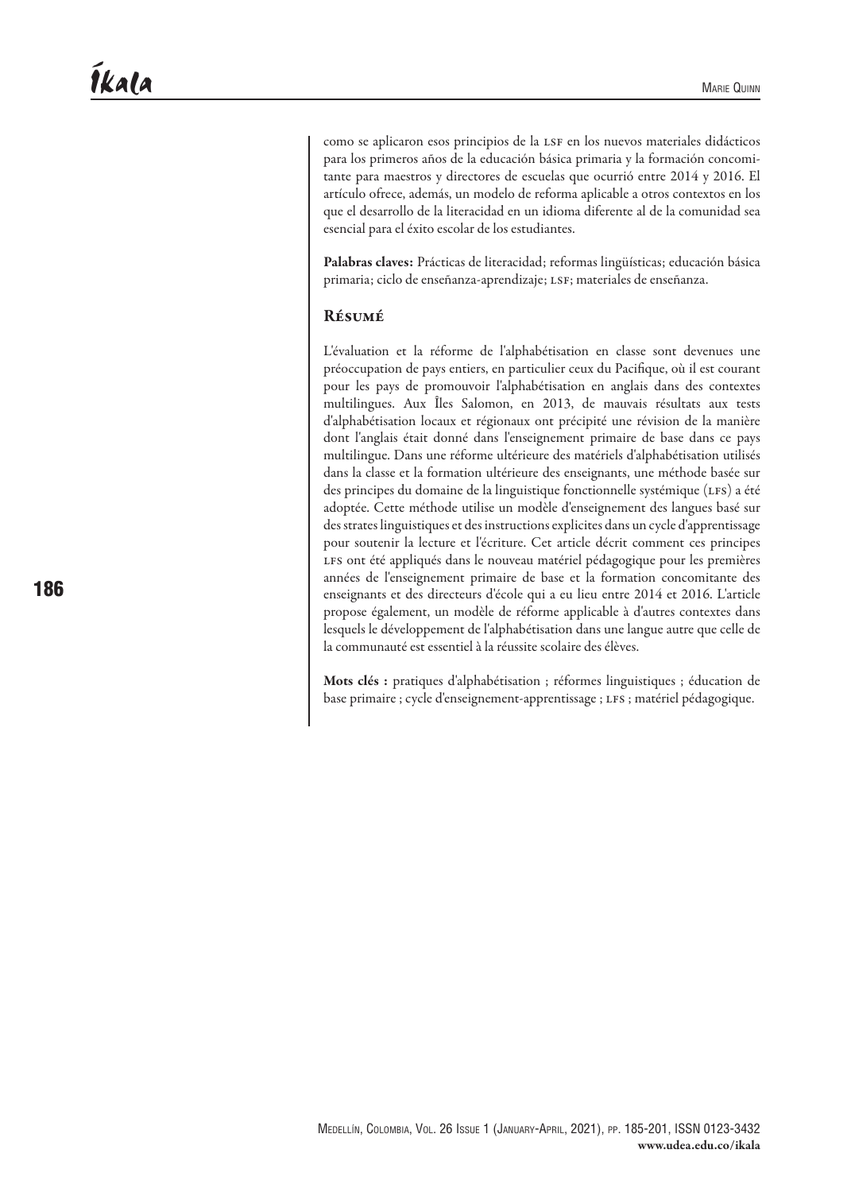como se aplicaron esos principios de la LSF en los nuevos materiales didácticos para los primeros años de la educación básica primaria y la formación concomitante para maestros y directores de escuelas que ocurrió entre 2014 y 2016. El artículo ofrece, además, un modelo de reforma aplicable a otros contextos en los que el desarrollo de la literacidad en un idioma diferente al de la comunidad sea esencial para el éxito escolar de los estudiantes.

**Palabras claves:** Prácticas de literacidad; reformas lingüísticas; educación básica primaria; ciclo de enseñanza-aprendizaje; LSF; materiales de enseñanza.

## Résumé

L'évaluation et la réforme de l'alphabétisation en classe sont devenues une préoccupation de pays entiers, en particulier ceux du Pacifique, où il est courant pour les pays de promouvoir l'alphabétisation en anglais dans des contextes multilingues. Aux Îles Salomon, en 2013, de mauvais résultats aux tests d'alphabétisation locaux et régionaux ont précipité une révision de la manière dont l'anglais était donné dans l'enseignement primaire de base dans ce pays multilingue. Dans une réforme ultérieure des matériels d'alphabétisation utilisés dans la classe et la formation ultérieure des enseignants, une méthode basée sur des principes du domaine de la linguistique fonctionnelle systémique (LFS) a été adoptée. Cette méthode utilise un modèle d'enseignement des langues basé sur des strates linguistiques et des instructions explicites dans un cycle d'apprentissage pour soutenir la lecture et l'écriture. Cet article décrit comment ces principes LFS ont été appliqués dans le nouveau matériel pédagogique pour les premières années de l'enseignement primaire de base et la formation concomitante des enseignants et des directeurs d'école qui a eu lieu entre 2014 et 2016. L'article propose également, un modèle de réforme applicable à d'autres contextes dans lesquels le développement de l'alphabétisation dans une langue autre que celle de la communauté est essentiel à la réussite scolaire des élèves.

**Mots clés :** pratiques d'alphabétisation ; réformes linguistiques ; éducation de base primaire ; cycle d'enseignement-apprentissage ; LFS ; matériel pédagogique.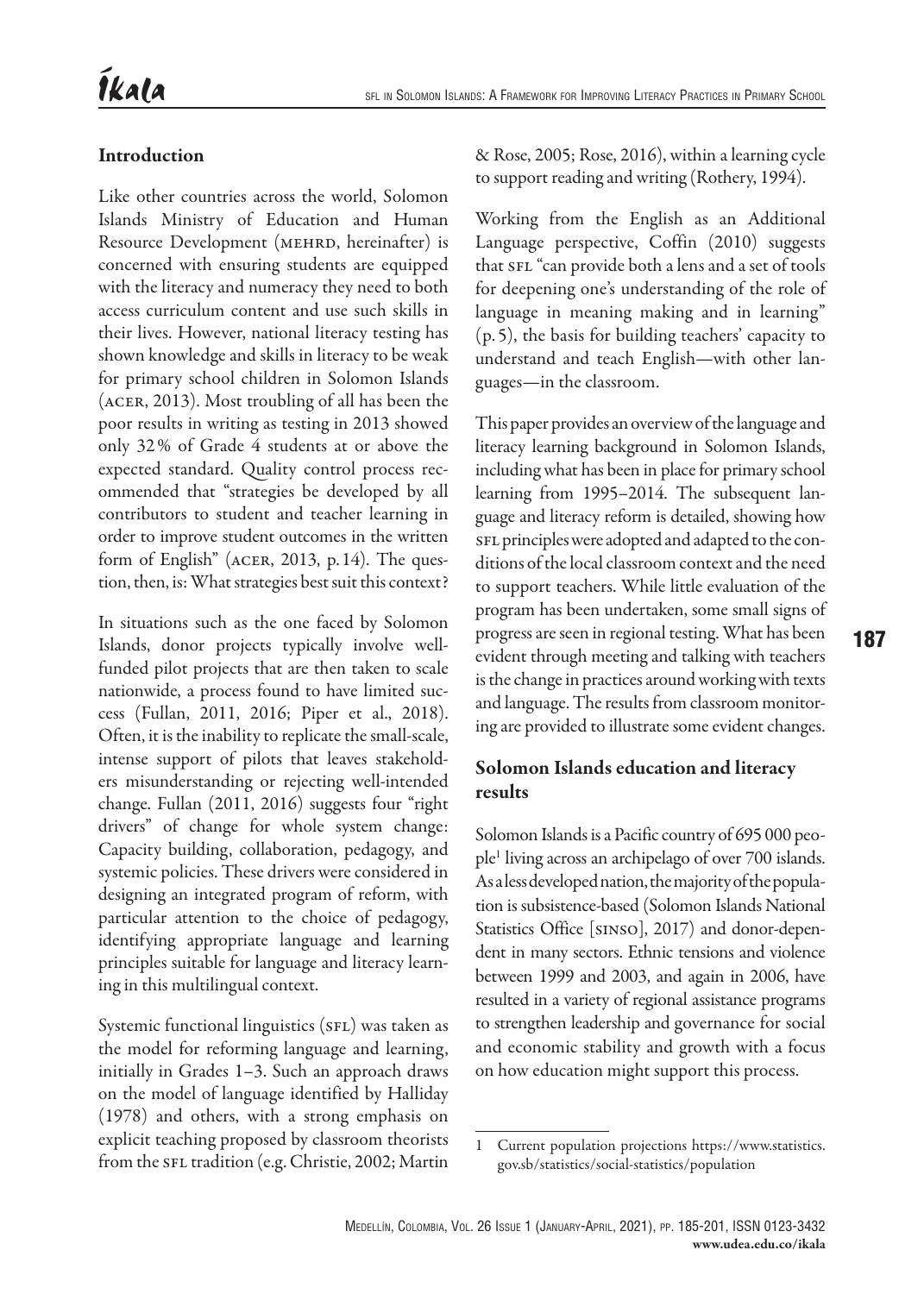## Introduction

Like other countries across the world, Solomon Islands Ministry of Education and Human Resource Development (MEHRD, hereinafter) is concerned with ensuring students are equipped with the literacy and numeracy they need to both access curriculum content and use such skills in their lives. However, national literacy testing has shown knowledge and skills in literacy to be weak for primary school children in Solomon Islands (ACER, 2013). Most troubling of all has been the poor results in writing as testing in 2013 showed only 32% of Grade 4 students at or above the expected standard. Quality control process recommended that "strategies be developed by all contributors to student and teacher learning in order to improve student outcomes in the written form of English" (ACER, 2013, p. 14). The question, then, is: What strategies best suit this context?

In situations such as the one faced by Solomon Islands, donor projects typically involve well-funded pilot projects that are then taken to scale nationwide, a process found to have limited success (Fullan, 2011, 2016; Piper et al., 2018). Often, it is the inability to replicate the small-scale, intense support of pilots that leaves stakeholders misunderstanding or rejecting well-intended change. Fullan (2011, 2016) suggests four "right drivers" of change for whole system change: Capacity building, collaboration, pedagogy, and systemic policies. These drivers were considered in designing an integrated program of reform, with particular attention to the choice of pedagogy, identifying appropriate language and learning principles suitable for language and literacy learning in this multilingual context.

Systemic functional linguistics (SFL) was taken as the model for reforming language and learning, initially in Grades 1–3. Such an approach draws on the model of language identified by Halliday (1978) and others, with a strong emphasis on explicit teaching proposed by classroom theorists from the SFL tradition (e.g. Christie, 2002; Martin & Rose, 2005; Rose, 2016), within a learning cycle to support reading and writing (Rothery, 1994).

Working from the English as an Additional Language perspective, Coffin (2010) suggests that SFL "can provide both a lens and a set of tools for deepening one's understanding of the role of language in meaning making and in learning" (p. 5), the basis for building teachers' capacity to understand and teach English—with other languages—in the classroom.

This paper provides an overview of the language and literacy learning background in Solomon Islands, including what has been in place for primary school learning from 1995–2014. The subsequent language and literacy reform is detailed, showing how SFL principles were adopted and adapted to the conditions of the local classroom context and the need to support teachers. While little evaluation of the program has been undertaken, some small signs of progress are seen in regional testing. What has been evident through meeting and talking with teachers is the change in practices around working with texts and language. The results from classroom monitoring are provided to illustrate some evident changes.

## Solomon Islands education and literacy results

Solomon Islands is a Pacific country of 695 000 people[1] living across an archipelago of over 700 islands. As a less developed nation, the majority of the population is subsistence-based (Solomon Islands National Statistics Office [SINSO], 2017) and donor-dependent in many sectors. Ethnic tensions and violence between 1999 and 2003, and again in 2006, have resulted in a variety of regional assistance programs to strengthen leadership and governance for social and economic stability and growth with a focus on how education might support this process.

[1] Current population projections https://www.statistics.gov.sb/statistics/social-statistics/population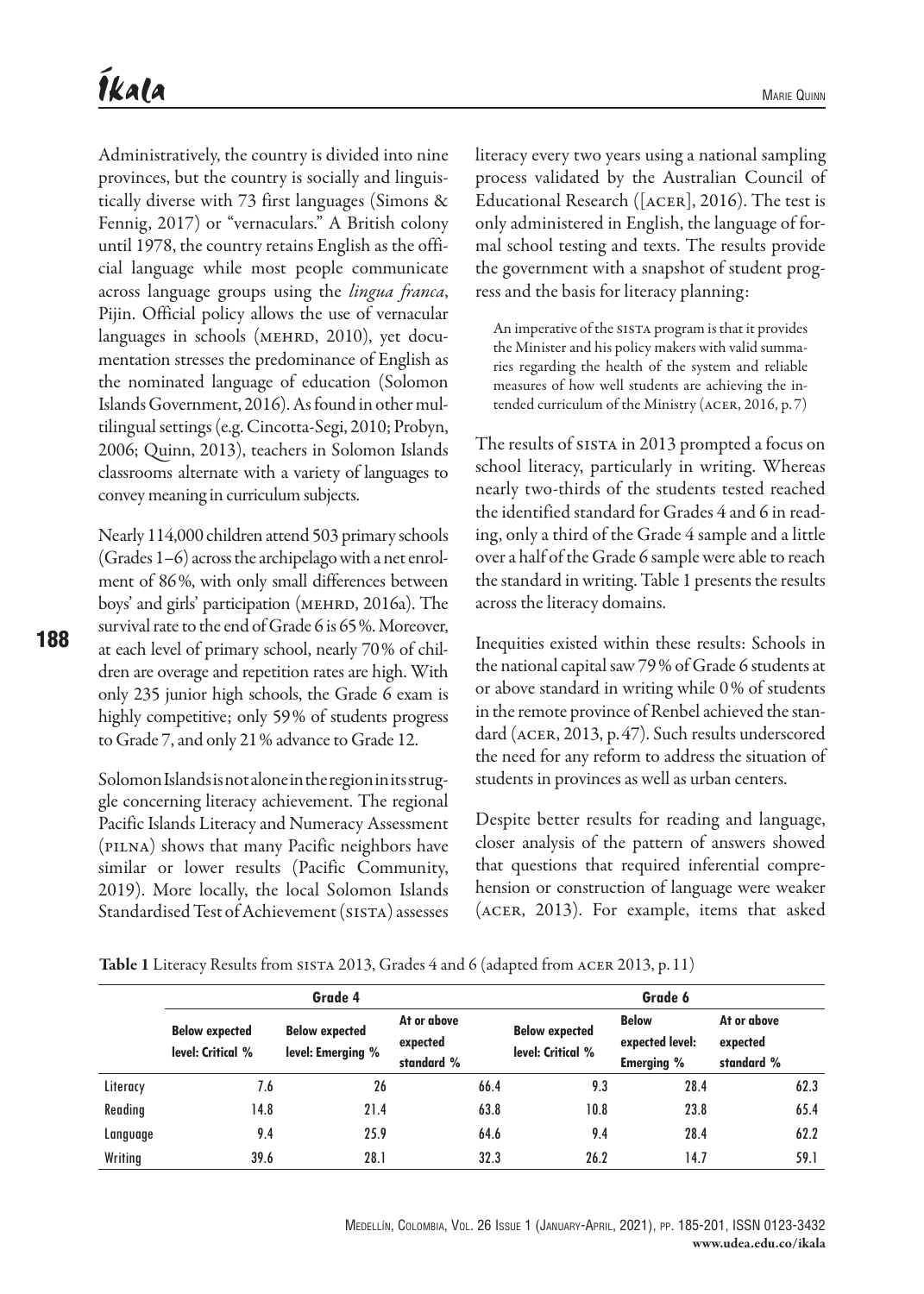Administratively, the country is divided into nine provinces, but the country is socially and linguistically diverse with 73 first languages (Simons & Fennig, 2017) or "vernaculars." A British colony until 1978, the country retains English as the official language while most people communicate across language groups using the *lingua franca*, Pijin. Official policy allows the use of vernacular languages in schools (MEHRD, 2010), yet documentation stresses the predominance of English as the nominated language of education (Solomon Islands Government, 2016). As found in other multilingual settings (e.g. Cincotta-Segi, 2010; Probyn, 2006; Quinn, 2013), teachers in Solomon Islands classrooms alternate with a variety of languages to convey meaning in curriculum subjects.

Nearly 114,000 children attend 503 primary schools (Grades 1–6) across the archipelago with a net enrolment of 86%, with only small differences between boys' and girls' participation (MEHRD, 2016a). The survival rate to the end of Grade 6 is 65%. Moreover, at each level of primary school, nearly 70% of children are overage and repetition rates are high. With only 235 junior high schools, the Grade 6 exam is highly competitive; only 59% of students progress to Grade 7, and only 21% advance to Grade 12.

Solomon Islands is not alone in the region in its struggle concerning literacy achievement. The regional Pacific Islands Literacy and Numeracy Assessment (PILNA) shows that many Pacific neighbors have similar or lower results (Pacific Community, 2019). More locally, the local Solomon Islands Standardised Test of Achievement (SISTA) assesses literacy every two years using a national sampling process validated by the Australian Council of Educational Research ([ACER], 2016). The test is only administered in English, the language of formal school testing and texts. The results provide the government with a snapshot of student progress and the basis for literacy planning:

> An imperative of the SISTA program is that it provides the Minister and his policy makers with valid summaries regarding the health of the system and reliable measures of how well students are achieving the intended curriculum of the Ministry (ACER, 2016, p. 7)

The results of SISTA in 2013 prompted a focus on school literacy, particularly in writing. Whereas nearly two-thirds of the students tested reached the identified standard for Grades 4 and 6 in reading, only a third of the Grade 4 sample and a little over a half of the Grade 6 sample were able to reach the standard in writing. Table 1 presents the results across the literacy domains.

Inequities existed within these results: Schools in the national capital saw 79% of Grade 6 students at or above standard in writing while 0% of students in the remote province of Renbel achieved the standard (ACER, 2013, p. 47). Such results underscored the need for any reform to address the situation of students in provinces as well as urban centers.

Despite better results for reading and language, closer analysis of the pattern of answers showed that questions that required inferential comprehension or construction of language were weaker (ACER, 2013). For example, items that asked

**Table 1** Literacy Results from SISTA 2013, Grades 4 and 6 (adapted from ACER 2013, p. 11)

| | Grade 4 | | | Grade 6 | | |
|---|---|---|---|---|---|---|
| | Below expected level: Critical % | Below expected level: Emerging % | At or above expected standard % | Below expected level: Critical % | Below expected level: Emerging % | At or above expected standard % |
| Literacy | 7.6 | 26 | 66.4 | 9.3 | 28.4 | 62.3 |
| Reading | 14.8 | 21.4 | 63.8 | 10.8 | 23.8 | 65.4 |
| Language | 9.4 | 25.9 | 64.6 | 9.4 | 28.4 | 62.2 |
| Writing | 39.6 | 28.1 | 32.3 | 26.2 | 14.7 | 59.1 |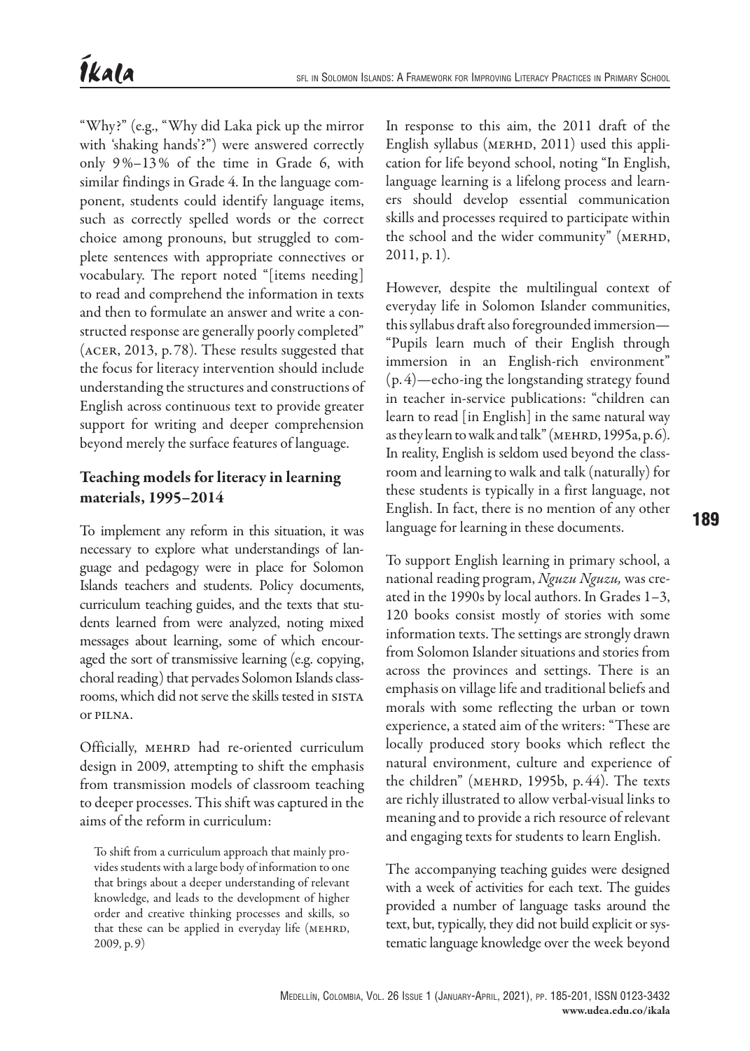"Why?" (e.g., "Why did Laka pick up the mirror with 'shaking hands'?") were answered correctly only 9%–13% of the time in Grade 6, with similar findings in Grade 4. In the language component, students could identify language items, such as correctly spelled words or the correct choice among pronouns, but struggled to complete sentences with appropriate connectives or vocabulary. The report noted "[items needing] to read and comprehend the information in texts and then to formulate an answer and write a constructed response are generally poorly completed" (ACER, 2013, p. 78). These results suggested that the focus for literacy intervention should include understanding the structures and constructions of English across continuous text to provide greater support for writing and deeper comprehension beyond merely the surface features of language.

## Teaching models for literacy in learning materials, 1995–2014

To implement any reform in this situation, it was necessary to explore what understandings of language and pedagogy were in place for Solomon Islands teachers and students. Policy documents, curriculum teaching guides, and the texts that students learned from were analyzed, noting mixed messages about learning, some of which encouraged the sort of transmissive learning (e.g. copying, choral reading) that pervades Solomon Islands classrooms, which did not serve the skills tested in SISTA or PILNA.

Officially, MEHRD had re-oriented curriculum design in 2009, attempting to shift the emphasis from transmission models of classroom teaching to deeper processes. This shift was captured in the aims of the reform in curriculum:

> To shift from a curriculum approach that mainly provides students with a large body of information to one that brings about a deeper understanding of relevant knowledge, and leads to the development of higher order and creative thinking processes and skills, so that these can be applied in everyday life (MEHRD, 2009, p. 9)

In response to this aim, the 2011 draft of the English syllabus (MERHD, 2011) used this application for life beyond school, noting "In English, language learning is a lifelong process and learners should develop essential communication skills and processes required to participate within the school and the wider community" (MERHD, 2011, p. 1).

However, despite the multilingual context of everyday life in Solomon Islander communities, this syllabus draft also foregrounded immersion—"Pupils learn much of their English through immersion in an English-rich environment" (p. 4)—echo-ing the longstanding strategy found in teacher in-service publications: "children can learn to read [in English] in the same natural way as they learn to walk and talk" (MEHRD, 1995a, p. 6). In reality, English is seldom used beyond the classroom and learning to walk and talk (naturally) for these students is typically in a first language, not English. In fact, there is no mention of any other language for learning in these documents.

To support English learning in primary school, a national reading program, *Nguzu Nguzu,* was created in the 1990s by local authors. In Grades 1–3, 120 books consist mostly of stories with some information texts. The settings are strongly drawn from Solomon Islander situations and stories from across the provinces and settings. There is an emphasis on village life and traditional beliefs and morals with some reflecting the urban or town experience, a stated aim of the writers: "These are locally produced story books which reflect the natural environment, culture and experience of the children" (MEHRD, 1995b, p. 44). The texts are richly illustrated to allow verbal-visual links to meaning and to provide a rich resource of relevant and engaging texts for students to learn English.

The accompanying teaching guides were designed with a week of activities for each text. The guides provided a number of language tasks around the text, but, typically, they did not build explicit or systematic language knowledge over the week beyond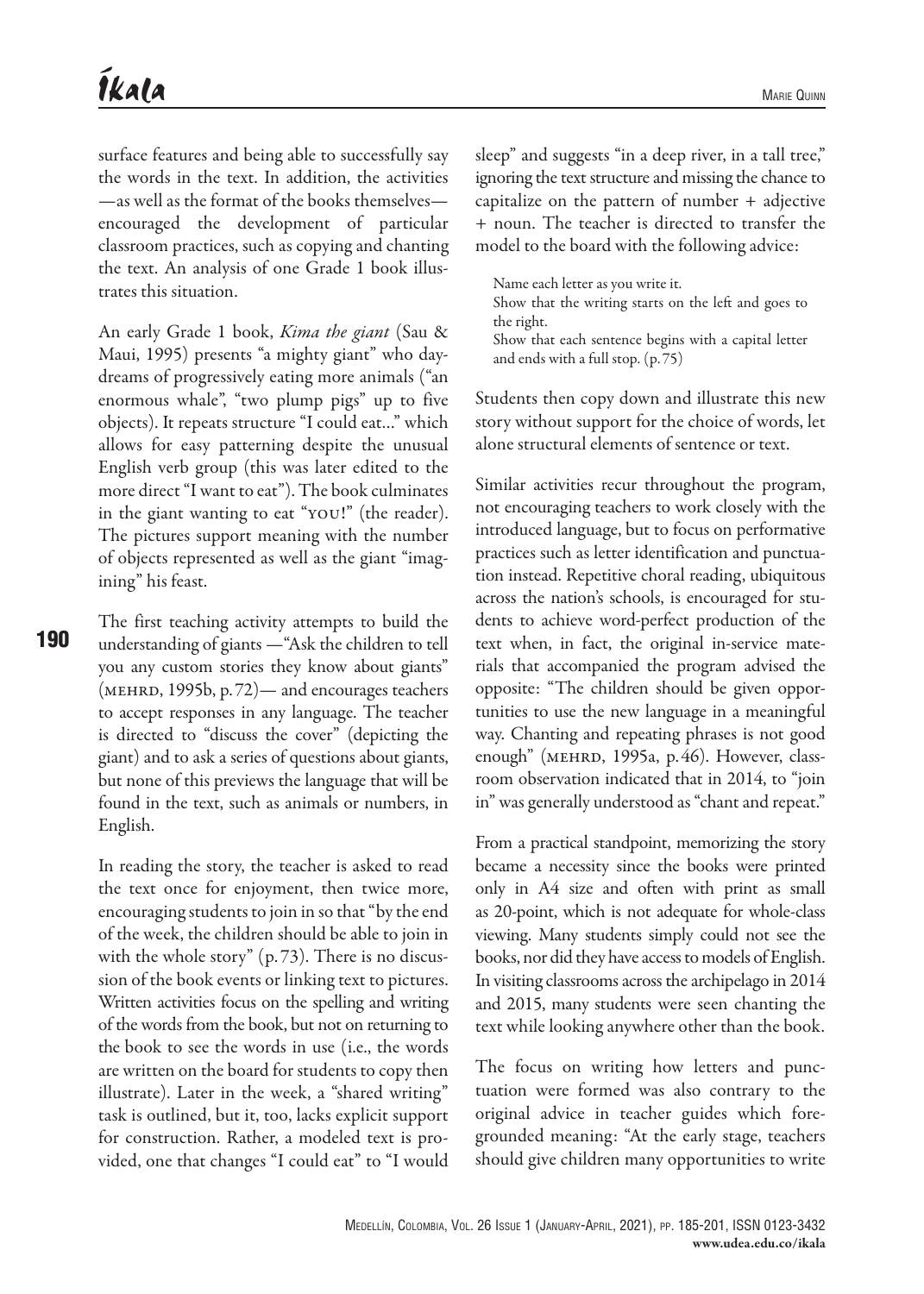surface features and being able to successfully say the words in the text. In addition, the activities —as well as the format of the books themselves— encouraged the development of particular classroom practices, such as copying and chanting the text. An analysis of one Grade 1 book illustrates this situation.

An early Grade 1 book, *Kima the giant* (Sau & Maui, 1995) presents "a mighty giant" who daydreams of progressively eating more animals ("an enormous whale", "two plump pigs" up to five objects). It repeats structure "I could eat..." which allows for easy patterning despite the unusual English verb group (this was later edited to the more direct "I want to eat"). The book culminates in the giant wanting to eat "YOU!" (the reader). The pictures support meaning with the number of objects represented as well as the giant "imagining" his feast.

The first teaching activity attempts to build the understanding of giants —"Ask the children to tell you any custom stories they know about giants" (MEHRD, 1995b, p. 72)— and encourages teachers to accept responses in any language. The teacher is directed to "discuss the cover" (depicting the giant) and to ask a series of questions about giants, but none of this previews the language that will be found in the text, such as animals or numbers, in English.

In reading the story, the teacher is asked to read the text once for enjoyment, then twice more, encouraging students to join in so that "by the end of the week, the children should be able to join in with the whole story" (p. 73). There is no discussion of the book events or linking text to pictures. Written activities focus on the spelling and writing of the words from the book, but not on returning to the book to see the words in use (i.e., the words are written on the board for students to copy then illustrate). Later in the week, a "shared writing" task is outlined, but it, too, lacks explicit support for construction. Rather, a modeled text is provided, one that changes "I could eat" to "I would sleep" and suggests "in a deep river, in a tall tree," ignoring the text structure and missing the chance to capitalize on the pattern of number + adjective + noun. The teacher is directed to transfer the model to the board with the following advice:

> Name each letter as you write it.
> Show that the writing starts on the left and goes to the right.
> Show that each sentence begins with a capital letter and ends with a full stop. (p. 75)

Students then copy down and illustrate this new story without support for the choice of words, let alone structural elements of sentence or text.

Similar activities recur throughout the program, not encouraging teachers to work closely with the introduced language, but to focus on performative practices such as letter identification and punctuation instead. Repetitive choral reading, ubiquitous across the nation's schools, is encouraged for students to achieve word-perfect production of the text when, in fact, the original in-service materials that accompanied the program advised the opposite: "The children should be given opportunities to use the new language in a meaningful way. Chanting and repeating phrases is not good enough" (MEHRD, 1995a, p. 46). However, classroom observation indicated that in 2014, to "join in" was generally understood as "chant and repeat."

From a practical standpoint, memorizing the story became a necessity since the books were printed only in A4 size and often with print as small as 20-point, which is not adequate for whole-class viewing. Many students simply could not see the books, nor did they have access to models of English. In visiting classrooms across the archipelago in 2014 and 2015, many students were seen chanting the text while looking anywhere other than the book.

The focus on writing how letters and punctuation were formed was also contrary to the original advice in teacher guides which foregrounded meaning: "At the early stage, teachers should give children many opportunities to write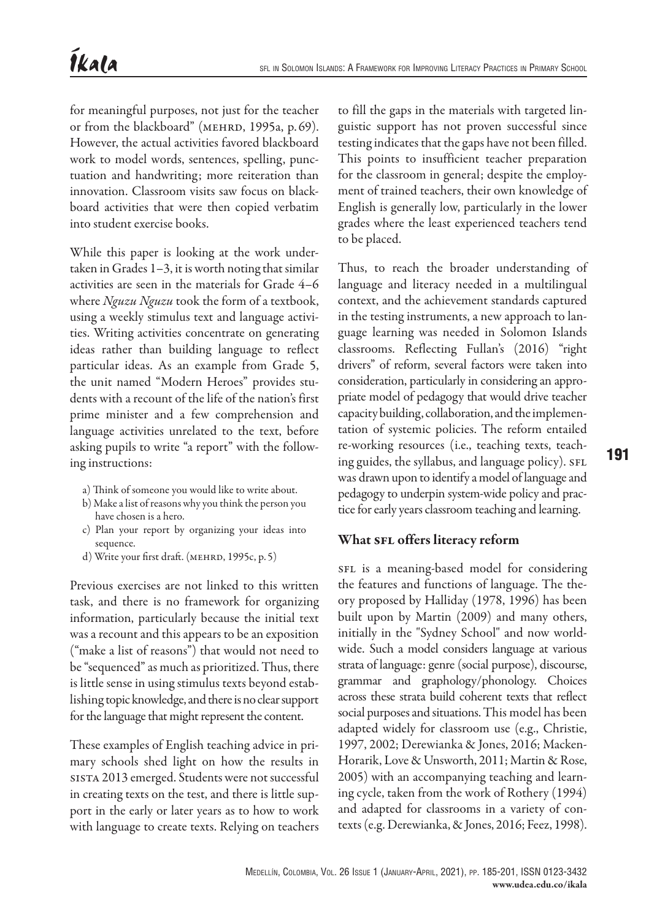for meaningful purposes, not just for the teacher or from the blackboard" (MEHRD, 1995a, p. 69). However, the actual activities favored blackboard work to model words, sentences, spelling, punctuation and handwriting; more reiteration than innovation. Classroom visits saw focus on blackboard activities that were then copied verbatim into student exercise books.

While this paper is looking at the work undertaken in Grades 1–3, it is worth noting that similar activities are seen in the materials for Grade 4–6 where *Nguzu Nguzu* took the form of a textbook, using a weekly stimulus text and language activities. Writing activities concentrate on generating ideas rather than building language to reflect particular ideas. As an example from Grade 5, the unit named "Modern Heroes" provides students with a recount of the life of the nation's first prime minister and a few comprehension and language activities unrelated to the text, before asking pupils to write "a report" with the following instructions:

a) Think of someone you would like to write about.
b) Make a list of reasons why you think the person you have chosen is a hero.
c) Plan your report by organizing your ideas into sequence.
d) Write your first draft. (MEHRD, 1995c, p. 5)

Previous exercises are not linked to this written task, and there is no framework for organizing information, particularly because the initial text was a recount and this appears to be an exposition ("make a list of reasons") that would not need to be "sequenced" as much as prioritized. Thus, there is little sense in using stimulus texts beyond establishing topic knowledge, and there is no clear support for the language that might represent the content.

These examples of English teaching advice in primary schools shed light on how the results in SISTA 2013 emerged. Students were not successful in creating texts on the test, and there is little support in the early or later years as to how to work with language to create texts. Relying on teachers to fill the gaps in the materials with targeted linguistic support has not proven successful since testing indicates that the gaps have not been filled. This points to insufficient teacher preparation for the classroom in general; despite the employment of trained teachers, their own knowledge of English is generally low, particularly in the lower grades where the least experienced teachers tend to be placed.

Thus, to reach the broader understanding of language and literacy needed in a multilingual context, and the achievement standards captured in the testing instruments, a new approach to language learning was needed in Solomon Islands classrooms. Reflecting Fullan's (2016) "right drivers" of reform, several factors were taken into consideration, particularly in considering an appropriate model of pedagogy that would drive teacher capacity building, collaboration, and the implementation of systemic policies. The reform entailed re-working resources (i.e., teaching texts, teaching guides, the syllabus, and language policy). SFL was drawn upon to identify a model of language and pedagogy to underpin system-wide policy and practice for early years classroom teaching and learning.

## What SFL offers literacy reform

SFL is a meaning-based model for considering the features and functions of language. The theory proposed by Halliday (1978, 1996) has been built upon by Martin (2009) and many others, initially in the "Sydney School" and now worldwide. Such a model considers language at various strata of language: genre (social purpose), discourse, grammar and graphology/phonology. Choices across these strata build coherent texts that reflect social purposes and situations. This model has been adapted widely for classroom use (e.g., Christie, 1997, 2002; Derewianka & Jones, 2016; Macken-Horarik, Love & Unsworth, 2011; Martin & Rose, 2005) with an accompanying teaching and learning cycle, taken from the work of Rothery (1994) and adapted for classrooms in a variety of contexts (e.g. Derewianka, & Jones, 2016; Feez, 1998).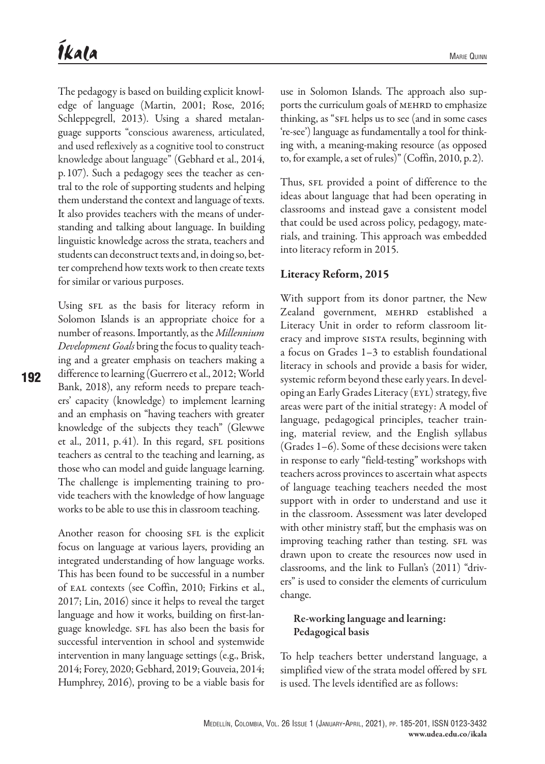The pedagogy is based on building explicit knowledge of language (Martin, 2001; Rose, 2016; Schleppegrell, 2013). Using a shared metalanguage supports "conscious awareness, articulated, and used reflexively as a cognitive tool to construct knowledge about language" (Gebhard et al., 2014, p. 107). Such a pedagogy sees the teacher as central to the role of supporting students and helping them understand the context and language of texts. It also provides teachers with the means of understanding and talking about language. In building linguistic knowledge across the strata, teachers and students can deconstruct texts and, in doing so, better comprehend how texts work to then create texts for similar or various purposes.

Using SFL as the basis for literacy reform in Solomon Islands is an appropriate choice for a number of reasons. Importantly, as the *Millennium Development Goals* bring the focus to quality teaching and a greater emphasis on teachers making a difference to learning (Guerrero et al., 2012; World Bank, 2018), any reform needs to prepare teachers' capacity (knowledge) to implement learning and an emphasis on "having teachers with greater knowledge of the subjects they teach" (Glewwe et al., 2011, p. 41). In this regard, SFL positions teachers as central to the teaching and learning, as those who can model and guide language learning. The challenge is implementing training to provide teachers with the knowledge of how language works to be able to use this in classroom teaching.

Another reason for choosing SFL is the explicit focus on language at various layers, providing an integrated understanding of how language works. This has been found to be successful in a number of EAL contexts (see Coffin, 2010; Firkins et al., 2017; Lin, 2016) since it helps to reveal the target language and how it works, building on first-language knowledge. SFL has also been the basis for successful intervention in school and systemwide intervention in many language settings (e.g., Brisk, 2014; Forey, 2020; Gebhard, 2019; Gouveia, 2014; Humphrey, 2016), proving to be a viable basis for use in Solomon Islands. The approach also supports the curriculum goals of MEHRD to emphasize thinking, as "SFL helps us to see (and in some cases 're-see') language as fundamentally a tool for thinking with, a meaning-making resource (as opposed to, for example, a set of rules)" (Coffin, 2010, p. 2).

Thus, SFL provided a point of difference to the ideas about language that had been operating in classrooms and instead gave a consistent model that could be used across policy, pedagogy, materials, and training. This approach was embedded into literacy reform in 2015.

## Literacy Reform, 2015

With support from its donor partner, the New Zealand government, MEHRD established a Literacy Unit in order to reform classroom literacy and improve SISTA results, beginning with a focus on Grades 1–3 to establish foundational literacy in schools and provide a basis for wider, systemic reform beyond these early years. In developing an Early Grades Literacy (EYL) strategy, five areas were part of the initial strategy: A model of language, pedagogical principles, teacher training, material review, and the English syllabus (Grades 1–6). Some of these decisions were taken in response to early "field-testing" workshops with teachers across provinces to ascertain what aspects of language teaching teachers needed the most support with in order to understand and use it in the classroom. Assessment was later developed with other ministry staff, but the emphasis was on improving teaching rather than testing. SFL was drawn upon to create the resources now used in classrooms, and the link to Fullan's (2011) "drivers" is used to consider the elements of curriculum change.

### Re-working language and learning: Pedagogical basis

To help teachers better understand language, a simplified view of the strata model offered by SFL is used. The levels identified are as follows: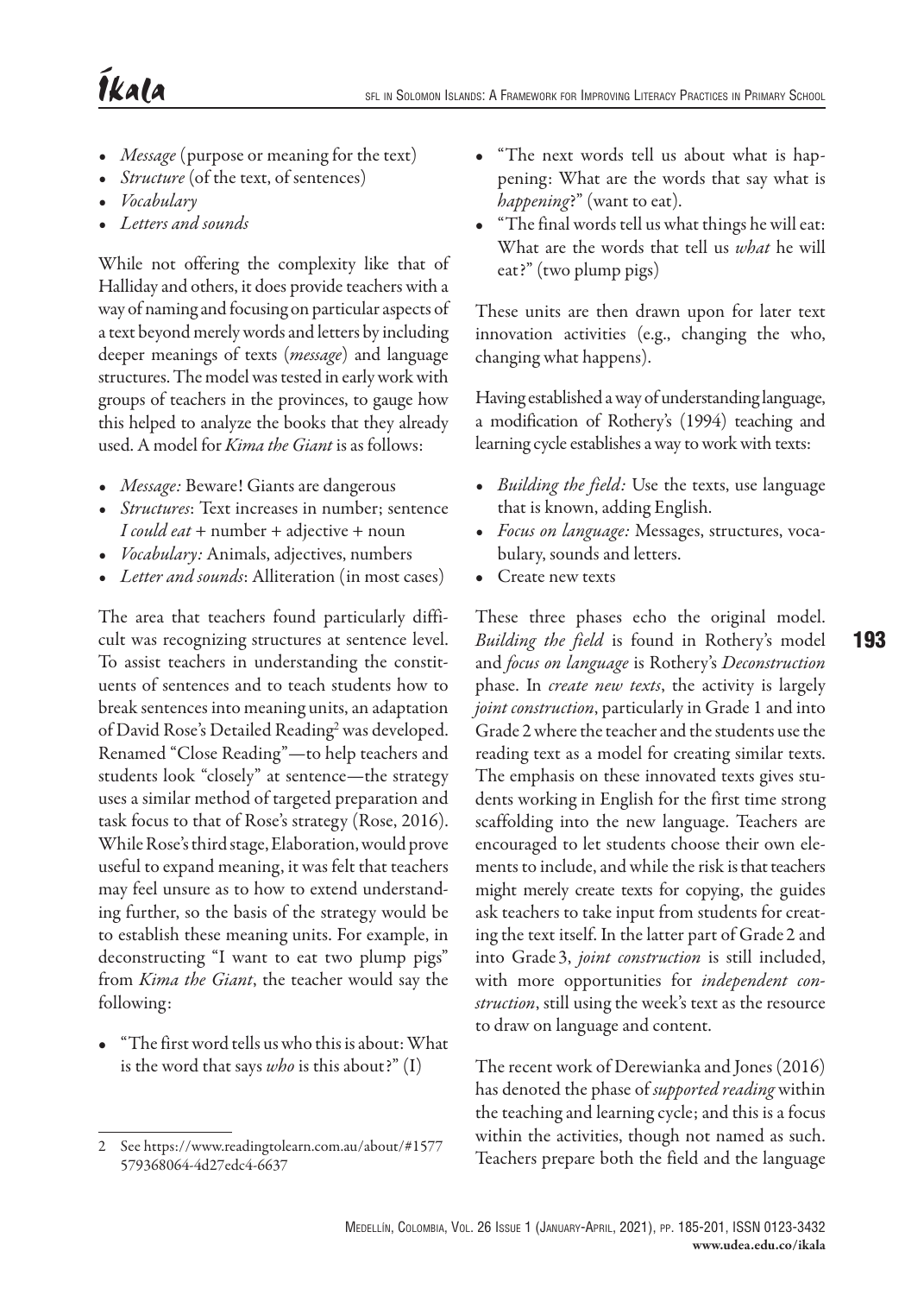- *Message* (purpose or meaning for the text)
- *Structure* (of the text, of sentences)
- *Vocabulary*
- *Letters and sounds*

While not offering the complexity like that of Halliday and others, it does provide teachers with a way of naming and focusing on particular aspects of a text beyond merely words and letters by including deeper meanings of texts (*message*) and language structures. The model was tested in early work with groups of teachers in the provinces, to gauge how this helped to analyze the books that they already used. A model for *Kima the Giant* is as follows:

- *Message:* Beware! Giants are dangerous
- *Structures*: Text increases in number; sentence *I could eat* + number + adjective + noun
- *Vocabulary:* Animals, adjectives, numbers
- *Letter and sounds*: Alliteration (in most cases)

The area that teachers found particularly difficult was recognizing structures at sentence level. To assist teachers in understanding the constituents of sentences and to teach students how to break sentences into meaning units, an adaptation of David Rose's Detailed Reading[2] was developed. Renamed "Close Reading"—to help teachers and students look "closely" at sentence—the strategy uses a similar method of targeted preparation and task focus to that of Rose's strategy (Rose, 2016). While Rose's third stage, Elaboration, would prove useful to expand meaning, it was felt that teachers may feel unsure as to how to extend understanding further, so the basis of the strategy would be to establish these meaning units. For example, in deconstructing "I want to eat two plump pigs" from *Kima the Giant*, the teacher would say the following:

- "The first word tells us who this is about: What is the word that says *who* is this about?" (I)
- "The next words tell us about what is happening: What are the words that say what is *happening*?" (want to eat).
- "The final words tell us what things he will eat: What are the words that tell us *what* he will eat?" (two plump pigs)

These units are then drawn upon for later text innovation activities (e.g., changing the who, changing what happens).

Having established a way of understanding language, a modification of Rothery's (1994) teaching and learning cycle establishes a way to work with texts:

- *Building the field:* Use the texts, use language that is known, adding English.
- *Focus on language:* Messages, structures, vocabulary, sounds and letters.
- Create new texts

These three phases echo the original model. *Building the field* is found in Rothery's model and *focus on language* is Rothery's *Deconstruction* phase. In *create new texts*, the activity is largely *joint construction*, particularly in Grade 1 and into Grade 2 where the teacher and the students use the reading text as a model for creating similar texts. The emphasis on these innovated texts gives students working in English for the first time strong scaffolding into the new language. Teachers are encouraged to let students choose their own elements to include, and while the risk is that teachers might merely create texts for copying, the guides ask teachers to take input from students for creating the text itself. In the latter part of Grade 2 and into Grade 3, *joint construction* is still included, with more opportunities for *independent construction*, still using the week's text as the resource to draw on language and content.

The recent work of Derewianka and Jones (2016) has denoted the phase of *supported reading* within the teaching and learning cycle; and this is a focus within the activities, though not named as such. Teachers prepare both the field and the language

---

2 See https://www.readingtolearn.com.au/about/#1577579368064-4d27edc4-6637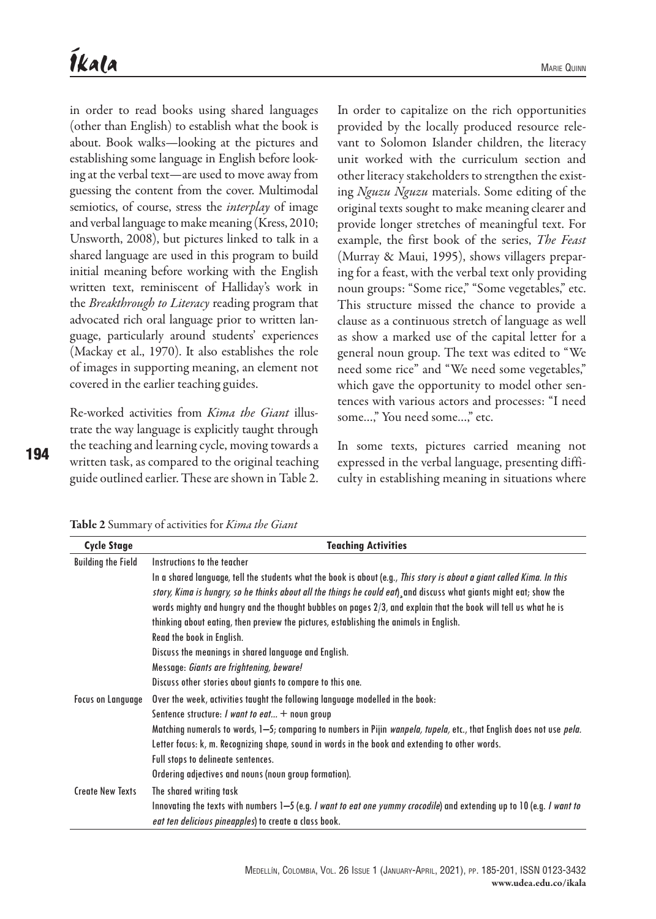in order to read books using shared languages (other than English) to establish what the book is about. Book walks—looking at the pictures and establishing some language in English before looking at the verbal text—are used to move away from guessing the content from the cover. Multimodal semiotics, of course, stress the *interplay* of image and verbal language to make meaning (Kress, 2010; Unsworth, 2008), but pictures linked to talk in a shared language are used in this program to build initial meaning before working with the English written text, reminiscent of Halliday's work in the *Breakthrough to Literacy* reading program that advocated rich oral language prior to written language, particularly around students' experiences (Mackay et al., 1970). It also establishes the role of images in supporting meaning, an element not covered in the earlier teaching guides.

Re-worked activities from *Kima the Giant* illustrate the way language is explicitly taught through the teaching and learning cycle, moving towards a written task, as compared to the original teaching guide outlined earlier. These are shown in Table 2.

In order to capitalize on the rich opportunities provided by the locally produced resource relevant to Solomon Islander children, the literacy unit worked with the curriculum section and other literacy stakeholders to strengthen the existing *Nguzu Nguzu* materials. Some editing of the original texts sought to make meaning clearer and provide longer stretches of meaningful text. For example, the first book of the series, *The Feast* (Murray & Maui, 1995), shows villagers preparing for a feast, with the verbal text only providing noun groups: "Some rice," "Some vegetables," etc. This structure missed the chance to provide a clause as a continuous stretch of language as well as show a marked use of the capital letter for a general noun group. The text was edited to "We need some rice" and "We need some vegetables," which gave the opportunity to model other sentences with various actors and processes: "I need some...," You need some...," etc.

In some texts, pictures carried meaning not expressed in the verbal language, presenting difficulty in establishing meaning in situations where

**Table 2** Summary of activities for *Kima the Giant*

| Cycle Stage | Teaching Activities |
|---|---|
| Building the Field | Instructions to the teacher<br>In a shared language, tell the students what the book is about (e.g., *This story is about a giant called Kima. In this story, Kima is hungry, so he thinks about all the things he could eat*), and discuss what giants might eat; show the words mighty and hungry and the thought bubbles on pages 2/3, and explain that the book will tell us what he is thinking about eating, then preview the pictures, establishing the animals in English.<br>Read the book in English.<br>Discuss the meanings in shared language and English.<br>Message: *Giants are frightening, beware!*<br>Discuss other stories about giants to compare to this one. |
| Focus on Language | Over the week, activities taught the following language modelled in the book:<br>Sentence structure: *I want to eat...* + noun group<br>Matching numerals to words, 1–5; comparing to numbers in Pijin *wanpela, tupela,* etc., that English does not use *pela.*<br>Letter focus: k, m. Recognizing shape, sound in words in the book and extending to other words.<br>Full stops to delineate sentences.<br>Ordering adjectives and nouns (noun group formation). |
| Create New Texts | The shared writing task<br>Innovating the texts with numbers 1–5 (e.g. *I want to eat one yummy crocodile*) and extending up to 10 (e.g. *I want to eat ten delicious pineapples*) to create a class book. |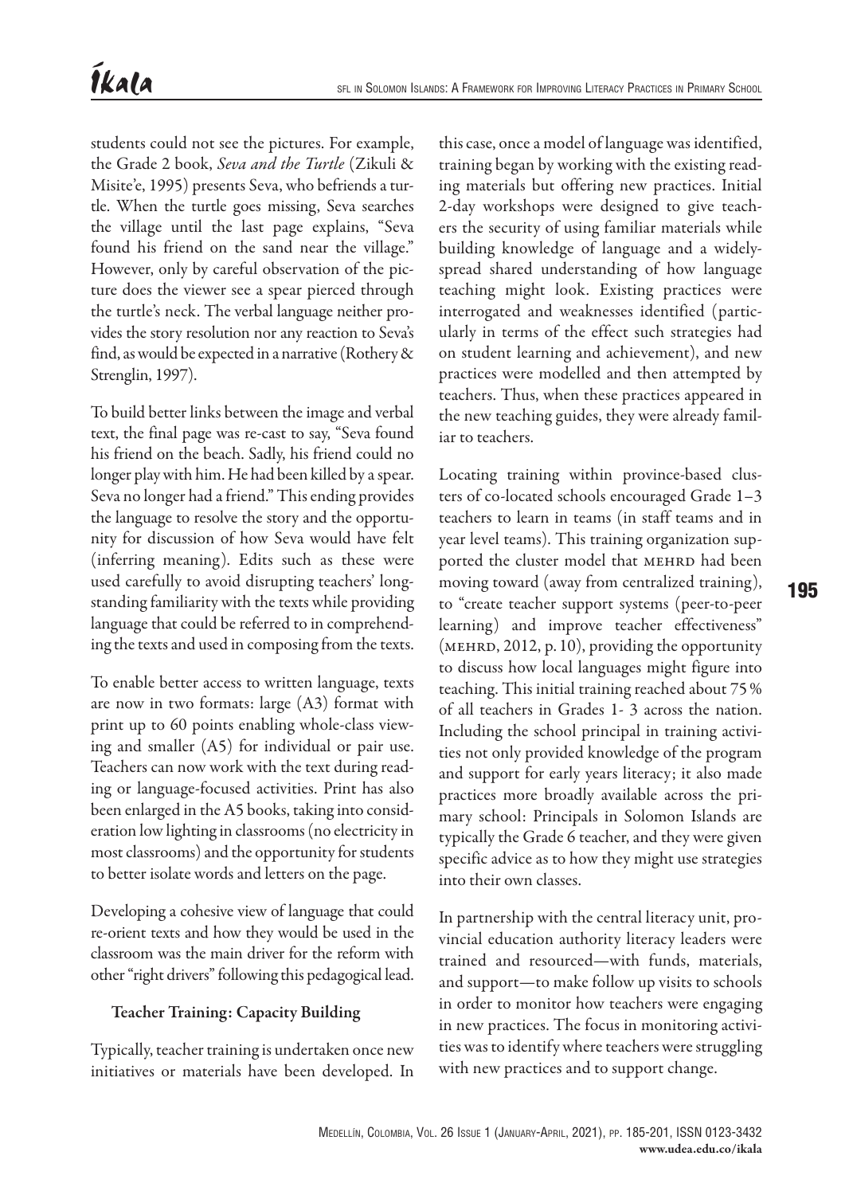students could not see the pictures. For example, the Grade 2 book, *Seva and the Turtle* (Zikuli & Misite'e, 1995) presents Seva, who befriends a turtle. When the turtle goes missing, Seva searches the village until the last page explains, "Seva found his friend on the sand near the village." However, only by careful observation of the picture does the viewer see a spear pierced through the turtle's neck. The verbal language neither provides the story resolution nor any reaction to Seva's find, as would be expected in a narrative (Rothery & Strenglin, 1997).

To build better links between the image and verbal text, the final page was re-cast to say, "Seva found his friend on the beach. Sadly, his friend could no longer play with him. He had been killed by a spear. Seva no longer had a friend." This ending provides the language to resolve the story and the opportunity for discussion of how Seva would have felt (inferring meaning). Edits such as these were used carefully to avoid disrupting teachers' longstanding familiarity with the texts while providing language that could be referred to in comprehending the texts and used in composing from the texts.

To enable better access to written language, texts are now in two formats: large (A3) format with print up to 60 points enabling whole-class viewing and smaller (A5) for individual or pair use. Teachers can now work with the text during reading or language-focused activities. Print has also been enlarged in the A5 books, taking into consideration low lighting in classrooms (no electricity in most classrooms) and the opportunity for students to better isolate words and letters on the page.

Developing a cohesive view of language that could re-orient texts and how they would be used in the classroom was the main driver for the reform with other "right drivers" following this pedagogical lead.

### Teacher Training: Capacity Building

Typically, teacher training is undertaken once new initiatives or materials have been developed. In this case, once a model of language was identified, training began by working with the existing reading materials but offering new practices. Initial 2-day workshops were designed to give teachers the security of using familiar materials while building knowledge of language and a widely-spread shared understanding of how language teaching might look. Existing practices were interrogated and weaknesses identified (particularly in terms of the effect such strategies had on student learning and achievement), and new practices were modelled and then attempted by teachers. Thus, when these practices appeared in the new teaching guides, they were already familiar to teachers.

Locating training within province-based clusters of co-located schools encouraged Grade 1–3 teachers to learn in teams (in staff teams and in year level teams). This training organization supported the cluster model that MEHRD had been moving toward (away from centralized training), to "create teacher support systems (peer-to-peer learning) and improve teacher effectiveness" (MEHRD, 2012, p. 10), providing the opportunity to discuss how local languages might figure into teaching. This initial training reached about 75 % of all teachers in Grades 1- 3 across the nation. Including the school principal in training activities not only provided knowledge of the program and support for early years literacy; it also made practices more broadly available across the primary school: Principals in Solomon Islands are typically the Grade 6 teacher, and they were given specific advice as to how they might use strategies into their own classes.

In partnership with the central literacy unit, provincial education authority literacy leaders were trained and resourced—with funds, materials, and support—to make follow up visits to schools in order to monitor how teachers were engaging in new practices. The focus in monitoring activities was to identify where teachers were struggling with new practices and to support change.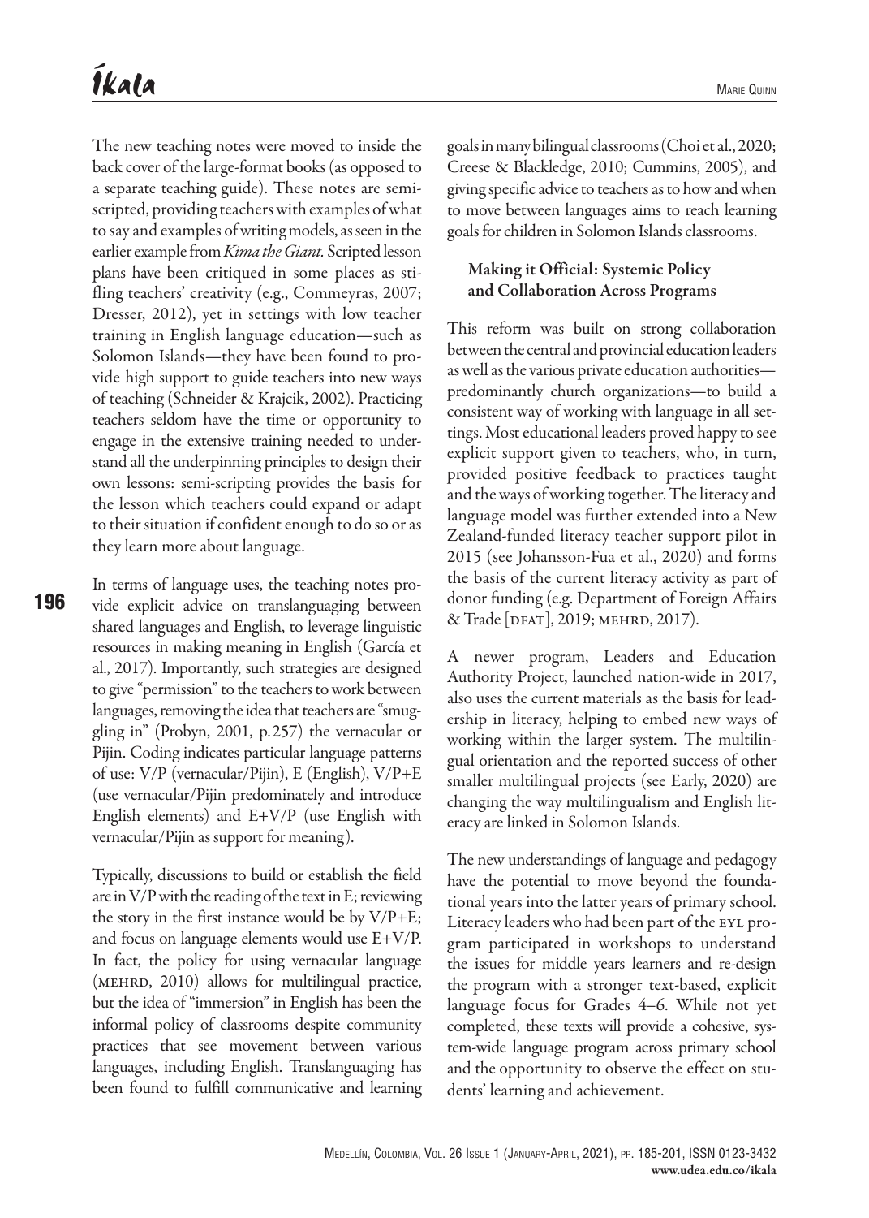The new teaching notes were moved to inside the back cover of the large-format books (as opposed to a separate teaching guide). These notes are semi-scripted, providing teachers with examples of what to say and examples of writing models, as seen in the earlier example from *Kima the Giant*. Scripted lesson plans have been critiqued in some places as stifling teachers' creativity (e.g., Commeyras, 2007; Dresser, 2012), yet in settings with low teacher training in English language education—such as Solomon Islands—they have been found to provide high support to guide teachers into new ways of teaching (Schneider & Krajcik, 2002). Practicing teachers seldom have the time or opportunity to engage in the extensive training needed to understand all the underpinning principles to design their own lessons: semi-scripting provides the basis for the lesson which teachers could expand or adapt to their situation if confident enough to do so or as they learn more about language.

In terms of language uses, the teaching notes provide explicit advice on translanguaging between shared languages and English, to leverage linguistic resources in making meaning in English (García et al., 2017). Importantly, such strategies are designed to give "permission" to the teachers to work between languages, removing the idea that teachers are "smuggling in" (Probyn, 2001, p.257) the vernacular or Pijin. Coding indicates particular language patterns of use: V/P (vernacular/Pijin), E (English), V/P+E (use vernacular/Pijin predominately and introduce English elements) and E+V/P (use English with vernacular/Pijin as support for meaning).

Typically, discussions to build or establish the field are in V/P with the reading of the text in E; reviewing the story in the first instance would be by V/P+E; and focus on language elements would use E+V/P. In fact, the policy for using vernacular language (MEHRD, 2010) allows for multilingual practice, but the idea of "immersion" in English has been the informal policy of classrooms despite community practices that see movement between various languages, including English. Translanguaging has been found to fulfill communicative and learning goals in many bilingual classrooms (Choi et al., 2020; Creese & Blackledge, 2010; Cummins, 2005), and giving specific advice to teachers as to how and when to move between languages aims to reach learning goals for children in Solomon Islands classrooms.

### Making it Official: Systemic Policy and Collaboration Across Programs

This reform was built on strong collaboration between the central and provincial education leaders as well as the various private education authorities—predominantly church organizations—to build a consistent way of working with language in all settings. Most educational leaders proved happy to see explicit support given to teachers, who, in turn, provided positive feedback to practices taught and the ways of working together. The literacy and language model was further extended into a New Zealand-funded literacy teacher support pilot in 2015 (see Johansson-Fua et al., 2020) and forms the basis of the current literacy activity as part of donor funding (e.g. Department of Foreign Affairs & Trade [DFAT], 2019; MEHRD, 2017).

A newer program, Leaders and Education Authority Project, launched nation-wide in 2017, also uses the current materials as the basis for leadership in literacy, helping to embed new ways of working within the larger system. The multilingual orientation and the reported success of other smaller multilingual projects (see Early, 2020) are changing the way multilingualism and English literacy are linked in Solomon Islands.

The new understandings of language and pedagogy have the potential to move beyond the foundational years into the latter years of primary school. Literacy leaders who had been part of the EYL program participated in workshops to understand the issues for middle years learners and re-design the program with a stronger text-based, explicit language focus for Grades 4–6. While not yet completed, these texts will provide a cohesive, system-wide language program across primary school and the opportunity to observe the effect on students' learning and achievement.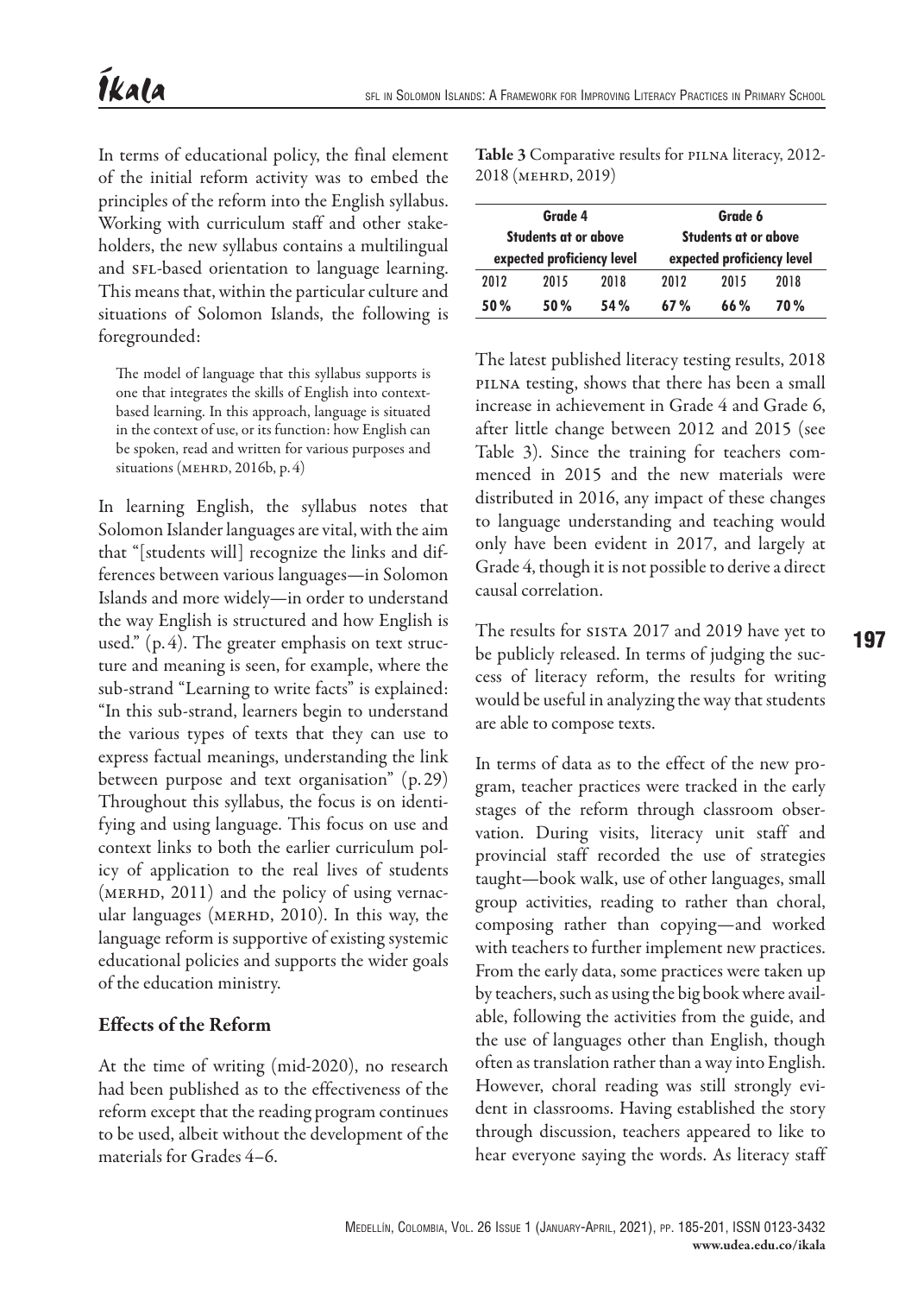In terms of educational policy, the final element of the initial reform activity was to embed the principles of the reform into the English syllabus. Working with curriculum staff and other stakeholders, the new syllabus contains a multilingual and SFL-based orientation to language learning. This means that, within the particular culture and situations of Solomon Islands, the following is foregrounded:

> The model of language that this syllabus supports is one that integrates the skills of English into context-based learning. In this approach, language is situated in the context of use, or its function: how English can be spoken, read and written for various purposes and situations (MEHRD, 2016b, p. 4)

In learning English, the syllabus notes that Solomon Islander languages are vital, with the aim that "[students will] recognize the links and differences between various languages—in Solomon Islands and more widely—in order to understand the way English is structured and how English is used." (p. 4). The greater emphasis on text structure and meaning is seen, for example, where the sub-strand "Learning to write facts" is explained: "In this sub-strand, learners begin to understand the various types of texts that they can use to express factual meanings, understanding the link between purpose and text organisation" (p. 29) Throughout this syllabus, the focus is on identifying and using language. This focus on use and context links to both the earlier curriculum policy of application to the real lives of students (MERHD, 2011) and the policy of using vernacular languages (MERHD, 2010). In this way, the language reform is supportive of existing systemic educational policies and supports the wider goals of the education ministry.

## Effects of the Reform

At the time of writing (mid-2020), no research had been published as to the effectiveness of the reform except that the reading program continues to be used, albeit without the development of the materials for Grades 4–6.

**Table 3** Comparative results for PILNA literacy, 2012-2018 (MEHRD, 2019)

| Grade 4 Students at or above expected proficiency level | | | Grade 6 Students at or above expected proficiency level | | |
|---|---|---|---|---|---|
| 2012 | 2015 | 2018 | 2012 | 2015 | 2018 |
| 50% | 50% | 54% | 67% | 66% | 70% |

The latest published literacy testing results, 2018 PILNA testing, shows that there has been a small increase in achievement in Grade 4 and Grade 6, after little change between 2012 and 2015 (see Table 3). Since the training for teachers commenced in 2015 and the new materials were distributed in 2016, any impact of these changes to language understanding and teaching would only have been evident in 2017, and largely at Grade 4, though it is not possible to derive a direct causal correlation.

The results for SISTA 2017 and 2019 have yet to be publicly released. In terms of judging the success of literacy reform, the results for writing would be useful in analyzing the way that students are able to compose texts.

In terms of data as to the effect of the new program, teacher practices were tracked in the early stages of the reform through classroom observation. During visits, literacy unit staff and provincial staff recorded the use of strategies taught—book walk, use of other languages, small group activities, reading to rather than choral, composing rather than copying—and worked with teachers to further implement new practices. From the early data, some practices were taken up by teachers, such as using the big book where available, following the activities from the guide, and the use of languages other than English, though often as translation rather than a way into English. However, choral reading was still strongly evident in classrooms. Having established the story through discussion, teachers appeared to like to hear everyone saying the words. As literacy staff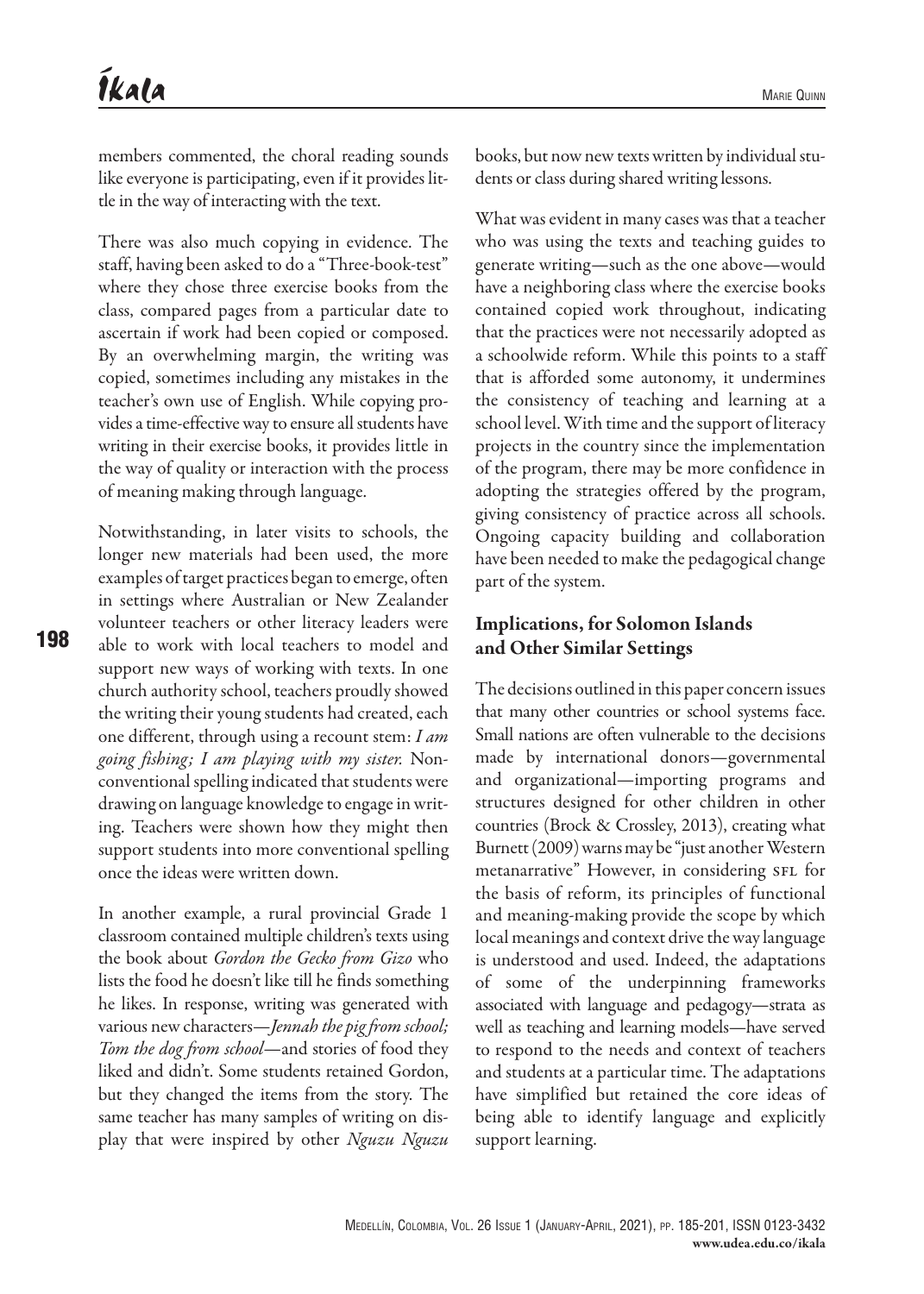members commented, the choral reading sounds like everyone is participating, even if it provides little in the way of interacting with the text.

There was also much copying in evidence. The staff, having been asked to do a "Three-book-test" where they chose three exercise books from the class, compared pages from a particular date to ascertain if work had been copied or composed. By an overwhelming margin, the writing was copied, sometimes including any mistakes in the teacher's own use of English. While copying provides a time-effective way to ensure all students have writing in their exercise books, it provides little in the way of quality or interaction with the process of meaning making through language.

Notwithstanding, in later visits to schools, the longer new materials had been used, the more examples of target practices began to emerge, often in settings where Australian or New Zealander volunteer teachers or other literacy leaders were able to work with local teachers to model and support new ways of working with texts. In one church authority school, teachers proudly showed the writing their young students had created, each one different, through using a recount stem: *I am going fishing; I am playing with my sister.* Non-conventional spelling indicated that students were drawing on language knowledge to engage in writing. Teachers were shown how they might then support students into more conventional spelling once the ideas were written down.

In another example, a rural provincial Grade 1 classroom contained multiple children's texts using the book about *Gordon the Gecko from Gizo* who lists the food he doesn't like till he finds something he likes. In response, writing was generated with various new characters—*Jennah the pig from school; Tom the dog from school*—and stories of food they liked and didn't. Some students retained Gordon, but they changed the items from the story. The same teacher has many samples of writing on display that were inspired by other *Nguzu Nguzu* books, but now new texts written by individual students or class during shared writing lessons.

What was evident in many cases was that a teacher who was using the texts and teaching guides to generate writing—such as the one above—would have a neighboring class where the exercise books contained copied work throughout, indicating that the practices were not necessarily adopted as a schoolwide reform. While this points to a staff that is afforded some autonomy, it undermines the consistency of teaching and learning at a school level. With time and the support of literacy projects in the country since the implementation of the program, there may be more confidence in adopting the strategies offered by the program, giving consistency of practice across all schools. Ongoing capacity building and collaboration have been needed to make the pedagogical change part of the system.

## Implications, for Solomon Islands and Other Similar Settings

The decisions outlined in this paper concern issues that many other countries or school systems face. Small nations are often vulnerable to the decisions made by international donors—governmental and organizational—importing programs and structures designed for other children in other countries (Brock & Crossley, 2013), creating what Burnett (2009) warns may be "just another Western metanarrative" However, in considering SFL for the basis of reform, its principles of functional and meaning-making provide the scope by which local meanings and context drive the way language is understood and used. Indeed, the adaptations of some of the underpinning frameworks associated with language and pedagogy—strata as well as teaching and learning models—have served to respond to the needs and context of teachers and students at a particular time. The adaptations have simplified but retained the core ideas of being able to identify language and explicitly support learning.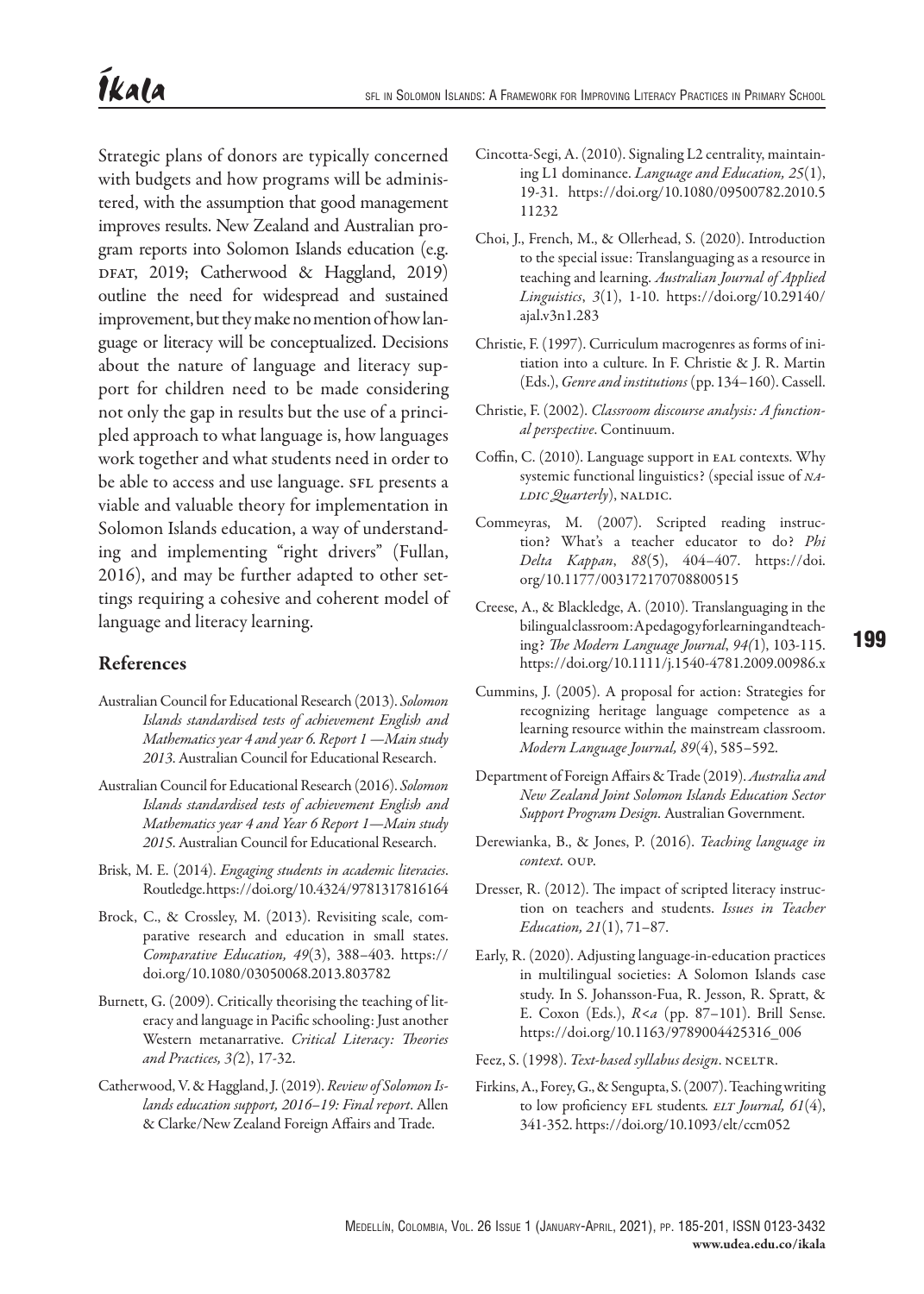Strategic plans of donors are typically concerned with budgets and how programs will be administered, with the assumption that good management improves results. New Zealand and Australian program reports into Solomon Islands education (e.g. DFAT, 2019; Catherwood & Haggland, 2019) outline the need for widespread and sustained improvement, but they make no mention of how language or literacy will be conceptualized. Decisions about the nature of language and literacy support for children need to be made considering not only the gap in results but the use of a principled approach to what language is, how languages work together and what students need in order to be able to access and use language. SFL presents a viable and valuable theory for implementation in Solomon Islands education, a way of understanding and implementing "right drivers" (Fullan, 2016), and may be further adapted to other settings requiring a cohesive and coherent model of language and literacy learning.

## References

Australian Council for Educational Research (2013). *Solomon Islands standardised tests of achievement English and Mathematics year 4 and year 6. Report 1 —Main study 2013.* Australian Council for Educational Research.

Australian Council for Educational Research (2016). *Solomon Islands standardised tests of achievement English and Mathematics year 4 and Year 6 Report 1—Main study 2015.* Australian Council for Educational Research.

Brisk, M. E. (2014). *Engaging students in academic literacies.* Routledge. https://doi.org/10.4324/9781317816164

Brock, C., & Crossley, M. (2013). Revisiting scale, comparative research and education in small states. *Comparative Education, 49*(3), 388–403. https://doi.org/10.1080/03050068.2013.803782

Burnett, G. (2009). Critically theorising the teaching of literacy and language in Pacific schooling: Just another Western metanarrative. *Critical Literacy: Theories and Practices, 3*(2), 17-32.

Catherwood, V. & Haggland, J. (2019). *Review of Solomon Islands education support, 2016–19: Final report*. Allen & Clarke/New Zealand Foreign Affairs and Trade.

Cincotta-Segi, A. (2010). Signaling L2 centrality, maintaining L1 dominance. *Language and Education, 25*(1), 19-31. https://doi.org/10.1080/09500782.2010.511232

Choi, J., French, M., & Ollerhead, S. (2020). Introduction to the special issue: Translanguaging as a resource in teaching and learning. *Australian Journal of Applied Linguistics*, *3*(1), 1-10. https://doi.org/10.29140/ajal.v3n1.283

Christie, F. (1997). Curriculum macrogenres as forms of initiation into a culture. In F. Christie & J. R. Martin (Eds.), *Genre and institutions* (pp. 134–160). Cassell.

Christie, F. (2002). *Classroom discourse analysis: A functional perspective*. Continuum.

Coffin, C. (2010). Language support in EAL contexts. Why systemic functional linguistics? (special issue of *NALDIC Quarterly*), NALDIC.

Commeyras, M. (2007). Scripted reading instruction? What's a teacher educator to do? *Phi Delta Kappan*, *88*(5), 404–407. https://doi.org/10.1177/003172170708800515

Creese, A., & Blackledge, A. (2010). Translanguaging in the bilingual classroom: A pedagogy for learning and teaching? *The Modern Language Journal*, *94(*1), 103-115. https://doi.org/10.1111/j.1540-4781.2009.00986.x

Cummins, J. (2005). A proposal for action: Strategies for recognizing heritage language competence as a learning resource within the mainstream classroom. *Modern Language Journal, 89*(4), 585–592.

Department of Foreign Affairs & Trade (2019). *Australia and New Zealand Joint Solomon Islands Education Sector Support Program Design.* Australian Government.

Derewianka, B., & Jones, P. (2016). *Teaching language in context.* OUP.

Dresser, R. (2012). The impact of scripted literacy instruction on teachers and students. *Issues in Teacher Education, 21*(1), 71–87.

Early, R. (2020). Adjusting language-in-education practices in multilingual societies: A Solomon Islands case study. In S. Johansson-Fua, R. Jesson, R. Spratt, & E. Coxon (Eds.), *R<a* (pp. 87–101). Brill Sense. https://doi.org/10.1163/9789004425316_006

Feez, S. (1998). *Text-based syllabus design*. NCELTR.

Firkins, A., Forey, G., & Sengupta, S. (2007). Teaching writing to low proficiency EFL students*. ELT Journal, 61*(4), 341-352. https://doi.org/10.1093/elt/ccm052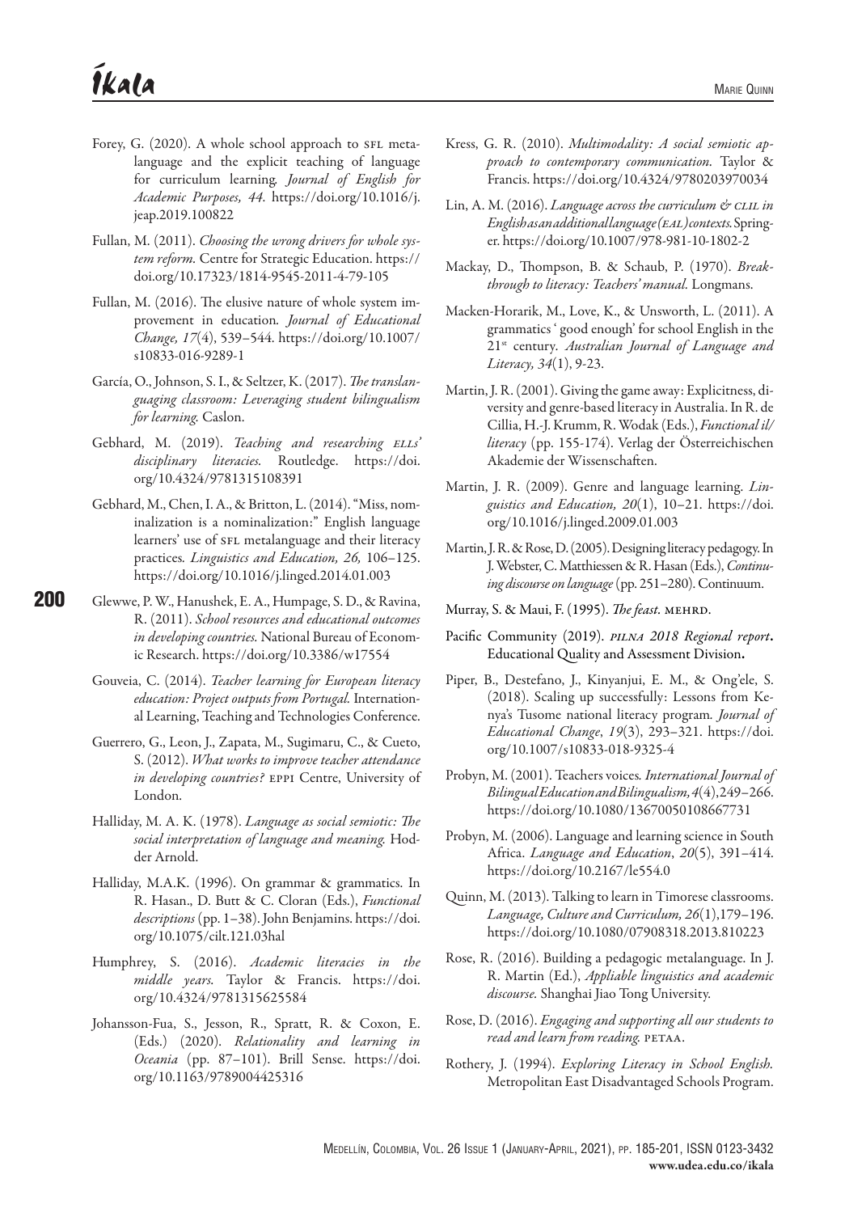Forey, G. (2020). A whole school approach to SFL metalanguage and the explicit teaching of language for curriculum learning. *Journal of English for Academic Purposes, 44*. https://doi.org/10.1016/j.jeap.2019.100822

Fullan, M. (2011). *Choosing the wrong drivers for whole system reform*. Centre for Strategic Education. https://doi.org/10.17323/1814-9545-2011-4-79-105

Fullan, M. (2016). The elusive nature of whole system improvement in education. *Journal of Educational Change, 17*(4), 539–544. https://doi.org/10.1007/s10833-016-9289-1

García, O., Johnson, S. I., & Seltzer, K. (2017). *The translanguaging classroom: Leveraging student bilingualism for learning*. Caslon.

Gebhard, M. (2019). *Teaching and researching ELLs' disciplinary literacies*. Routledge. https://doi.org/10.4324/9781315108391

Gebhard, M., Chen, I. A., & Britton, L. (2014). "Miss, nominalization is a nominalization:" English language learners' use of SFL metalanguage and their literacy practices. *Linguistics and Education, 26*, 106–125. https://doi.org/10.1016/j.linged.2014.01.003

Glewwe, P. W., Hanushek, E. A., Humpage, S. D., & Ravina, R. (2011). *School resources and educational outcomes in developing countries*. National Bureau of Economic Research. https://doi.org/10.3386/w17554

Gouveia, C. (2014). *Teacher learning for European literacy education: Project outputs from Portugal*. International Learning, Teaching and Technologies Conference.

Guerrero, G., Leon, J., Zapata, M., Sugimaru, C., & Cueto, S. (2012). *What works to improve teacher attendance in developing countries?* EPPI Centre, University of London.

Halliday, M. A. K. (1978). *Language as social semiotic: The social interpretation of language and meaning*. Hodder Arnold.

Halliday, M.A.K. (1996). On grammar & grammatics. In R. Hasan., D. Butt & C. Cloran (Eds.), *Functional descriptions* (pp. 1–38). John Benjamins. https://doi.org/10.1075/cilt.121.03hal

Humphrey, S. (2016). *Academic literacies in the middle years*. Taylor & Francis. https://doi.org/10.4324/9781315625584

Johansson-Fua, S., Jesson, R., Spratt, R. & Coxon, E. (Eds.) (2020). *Relationality and learning in Oceania* (pp. 87–101). Brill Sense. https://doi.org/10.1163/9789004425316

Kress, G. R. (2010). *Multimodality: A social semiotic approach to contemporary communication*. Taylor & Francis. https://doi.org/10.4324/9780203970034

Lin, A. M. (2016). *Language across the curriculum & CLIL in English as an additional language (EAL) contexts*. Springer. https://doi.org/10.1007/978-981-10-1802-2

Mackay, D., Thompson, B. & Schaub, P. (1970). *Breakthrough to literacy: Teachers' manual*. Longmans.

Macken-Horarik, M., Love, K., & Unsworth, L. (2011). A grammatics ' good enough' for school English in the 21st century. *Australian Journal of Language and Literacy, 34*(1), 9-23.

Martin, J. R. (2001). Giving the game away: Explicitness, diversity and genre-based literacy in Australia. In R. de Cillia, H.-J. Krumm, R. Wodak (Eds.), *Functional il/literacy* (pp. 155-174). Verlag der Österreichischen Akademie der Wissenschaften.

Martin, J. R. (2009). Genre and language learning. *Linguistics and Education, 20*(1), 10–21. https://doi.org/10.1016/j.linged.2009.01.003

Martin, J. R. & Rose, D. (2005). Designing literacy pedagogy. In J. Webster, C. Matthiessen & R. Hasan (Eds.), *Continuing discourse on language* (pp. 251–280). Continuum.

Murray, S. & Maui, F. (1995). *The feast*. MEHRD.

Pacific Community (2019). *PILNA 2018 Regional report*. Educational Quality and Assessment Division.

Piper, B., Destefano, J., Kinyanjui, E. M., & Ong'ele, S. (2018). Scaling up successfully: Lessons from Kenya's Tusome national literacy program. *Journal of Educational Change*, *19*(3), 293–321. https://doi.org/10.1007/s10833-018-9325-4

Probyn, M. (2001). Teachers voices. *International Journal of Bilingual Education and Bilingualism, 4*(4), 249–266. https://doi.org/10.1080/13670050108667731

Probyn, M. (2006). Language and learning science in South Africa. *Language and Education*, *20*(5), 391–414. https://doi.org/10.2167/le554.0

Quinn, M. (2013). Talking to learn in Timorese classrooms. *Language, Culture and Curriculum, 26*(1), 179–196. https://doi.org/10.1080/07908318.2013.810223

Rose, R. (2016). Building a pedagogic metalanguage. In J. R. Martin (Ed.), *Appliable linguistics and academic discourse*. Shanghai Jiao Tong University.

Rose, D. (2016). *Engaging and supporting all our students to read and learn from reading*. PETAA.

Rothery, J. (1994). *Exploring Literacy in School English*. Metropolitan East Disadvantaged Schools Program.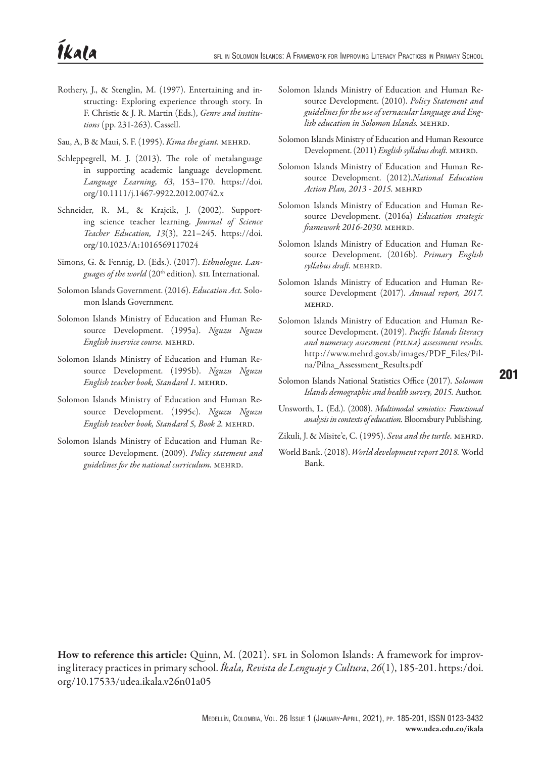Rothery, J., & Stenglin, M. (1997). Entertaining and instructing: Exploring experience through story. In F. Christie & J. R. Martin (Eds.), *Genre and institutions* (pp. 231-263). Cassell.

Sau, A, B & Maui, S. F. (1995). *Kima the giant.* MEHRD.

Schleppegrell, M. J. (2013). The role of metalanguage in supporting academic language development. *Language Learning, 63*, 153–170. https://doi.org/10.1111/j.1467-9922.2012.00742.x

Schneider, R. M., & Krajcik, J. (2002). Supporting science teacher learning. *Journal of Science Teacher Education, 13*(3), 221–245. https://doi.org/10.1023/A:1016569117024

Simons, G. & Fennig, D. (Eds.). (2017). *Ethnologue. Languages of the world* (20th edition). SIL International.

Solomon Islands Government. (2016). *Education Act*. Solomon Islands Government.

Solomon Islands Ministry of Education and Human Resource Development. (1995a). *Nguzu Nguzu English inservice course.* MEHRD.

Solomon Islands Ministry of Education and Human Resource Development. (1995b). *Nguzu Nguzu English teacher book, Standard 1.* MEHRD.

Solomon Islands Ministry of Education and Human Resource Development. (1995c). *Nguzu Nguzu English teacher book, Standard 5, Book 2.* MEHRD.

Solomon Islands Ministry of Education and Human Resource Development. (2009). *Policy statement and guidelines for the national curriculum.* MEHRD.

Solomon Islands Ministry of Education and Human Resource Development. (2010). *Policy Statement and guidelines for the use of vernacular language and English education in Solomon Islands.* MEHRD.

Solomon Islands Ministry of Education and Human Resource Development. (2011) *English syllabus draft.* MEHRD.

Solomon Islands Ministry of Education and Human Resource Development. (2012).*National Education Action Plan, 2013 - 2015.* MEHRD

Solomon Islands Ministry of Education and Human Resource Development. (2016a) *Education strategic framework 2016-2030.* MEHRD.

Solomon Islands Ministry of Education and Human Resource Development. (2016b). *Primary English syllabus draft.* MEHRD.

Solomon Islands Ministry of Education and Human Resource Development (2017). *Annual report, 2017.* MEHRD.

Solomon Islands Ministry of Education and Human Resource Development. (2019). *Pacific Islands literacy and numeracy assessment (PILNA) assessment results.* http://www.mehrd.gov.sb/images/PDF_Files/Pilna/Pilna_Assessment_Results.pdf

Solomon Islands National Statistics Office (2017). *Solomon Islands demographic and health survey, 2015.* Author.

Unsworth, L. (Ed.). (2008). *Multimodal semiotics: Functional analysis in contexts of education.* Bloomsbury Publishing.

Zikuli, J. & Misite'e, C. (1995). *Seva and the turtle.* MEHRD.

World Bank. (2018). *World development report 2018.* World Bank.

**How to reference this article:** Quinn, M. (2021). SFL in Solomon Islands: A framework for improving literacy practices in primary school. *Íkala, Revista de Lenguaje y Cultura*, *26*(1), 185-201. https:/doi.org/10.17533/udea.ikala.v26n01a05